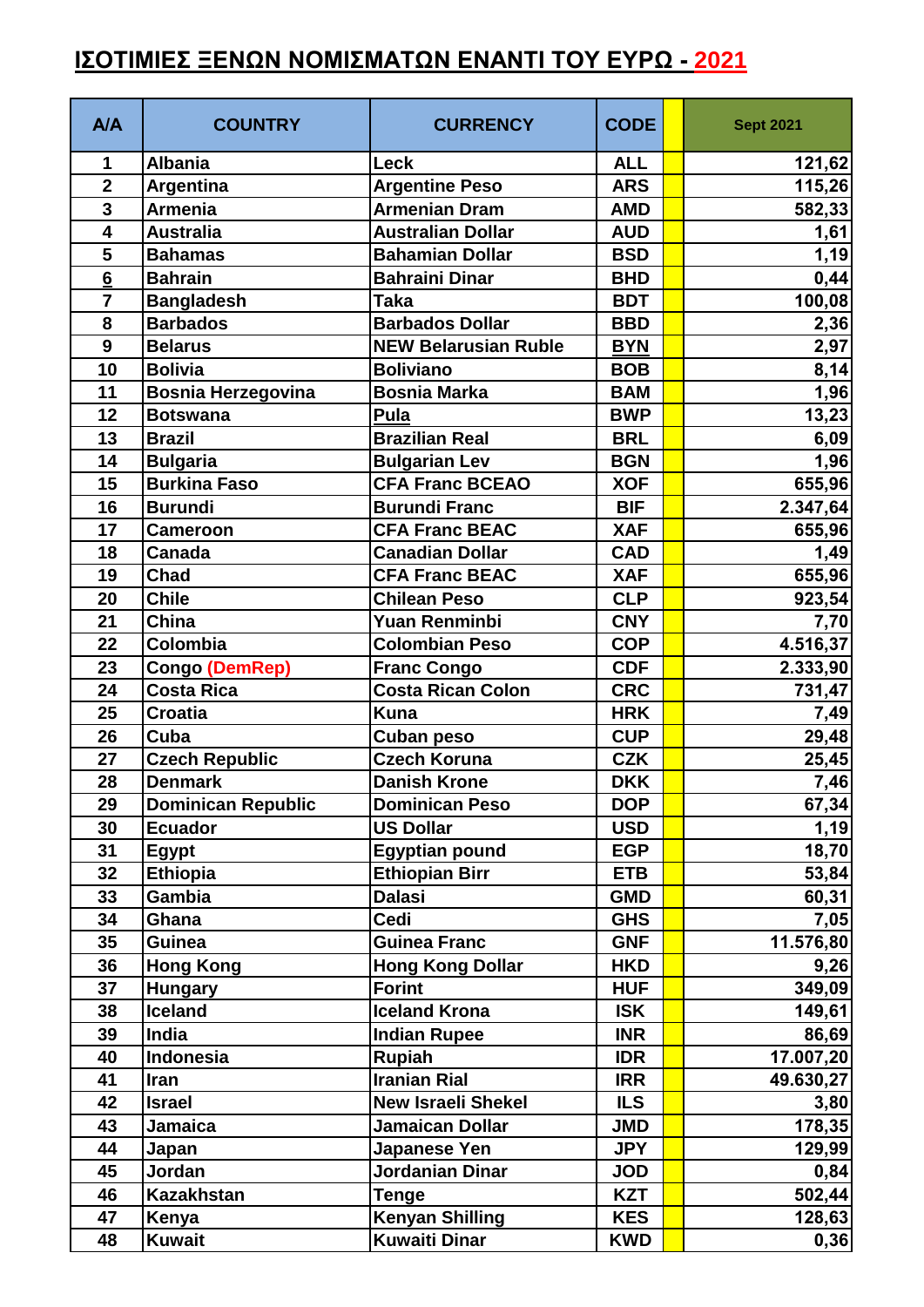# ΙΣΟΤΙΜΙΕΣ ΞΕΝΩΝ ΝΟΜΙΣΜΑΤΩΝ ΕΝΑΝΤΙ ΤΟΥ ΕΥΡΩ - 2021

| A/A | COUNTRY | CURRENCY | CODE | | Sept 2021 |
|---|---|---|---|---|---|
| 1 | Albania | Leck | ALL | | 121,62 |
| 2 | Argentina | Argentine Peso | ARS | | 115,26 |
| 3 | Armenia | Armenian Dram | AMD | | 582,33 |
| 4 | Australia | Australian Dollar | AUD | | 1,61 |
| 5 | Bahamas | Bahamian Dollar | BSD | | 1,19 |
| 6 | Bahrain | Bahraini Dinar | BHD | | 0,44 |
| 7 | Bangladesh | Taka | BDT | | 100,08 |
| 8 | Barbados | Barbados Dollar | BBD | | 2,36 |
| 9 | Belarus | NEW Belarusian Ruble | BYN | | 2,97 |
| 10 | Bolivia | Boliviano | BOB | | 8,14 |
| 11 | Bosnia Herzegovina | Bosnia Marka | BAM | | 1,96 |
| 12 | Botswana | Pula | BWP | | 13,23 |
| 13 | Brazil | Brazilian Real | BRL | | 6,09 |
| 14 | Bulgaria | Bulgarian Lev | BGN | | 1,96 |
| 15 | Burkina Faso | CFA Franc BCEAO | XOF | | 655,96 |
| 16 | Burundi | Burundi Franc | BIF | | 2.347,64 |
| 17 | Cameroon | CFA Franc BEAC | XAF | | 655,96 |
| 18 | Canada | Canadian Dollar | CAD | | 1,49 |
| 19 | Chad | CFA Franc BEAC | XAF | | 655,96 |
| 20 | Chile | Chilean Peso | CLP | | 923,54 |
| 21 | China | Yuan Renminbi | CNY | | 7,70 |
| 22 | Colombia | Colombian Peso | COP | | 4.516,37 |
| 23 | Congo (DemRep) | Franc Congo | CDF | | 2.333,90 |
| 24 | Costa Rica | Costa Rican Colon | CRC | | 731,47 |
| 25 | Croatia | Kuna | HRK | | 7,49 |
| 26 | Cuba | Cuban peso | CUP | | 29,48 |
| 27 | Czech Republic | Czech Koruna | CZK | | 25,45 |
| 28 | Denmark | Danish Krone | DKK | | 7,46 |
| 29 | Dominican Republic | Dominican Peso | DOP | | 67,34 |
| 30 | Ecuador | US Dollar | USD | | 1,19 |
| 31 | Egypt | Egyptian pound | EGP | | 18,70 |
| 32 | Ethiopia | Ethiopian Birr | ETB | | 53,84 |
| 33 | Gambia | Dalasi | GMD | | 60,31 |
| 34 | Ghana | Cedi | GHS | | 7,05 |
| 35 | Guinea | Guinea Franc | GNF | | 11.576,80 |
| 36 | Hong Kong | Hong Kong Dollar | HKD | | 9,26 |
| 37 | Hungary | Forint | HUF | | 349,09 |
| 38 | Iceland | Iceland Krona | ISK | | 149,61 |
| 39 | India | Indian Rupee | INR | | 86,69 |
| 40 | Indonesia | Rupiah | IDR | | 17.007,20 |
| 41 | Iran | Iranian Rial | IRR | | 49.630,27 |
| 42 | Israel | New Israeli Shekel | ILS | | 3,80 |
| 43 | Jamaica | Jamaican Dollar | JMD | | 178,35 |
| 44 | Japan | Japanese Yen | JPY | | 129,99 |
| 45 | Jordan | Jordanian Dinar | JOD | | 0,84 |
| 46 | Kazakhstan | Tenge | KZT | | 502,44 |
| 47 | Kenya | Kenyan Shilling | KES | | 128,63 |
| 48 | Kuwait | Kuwaiti Dinar | KWD | | 0,36 |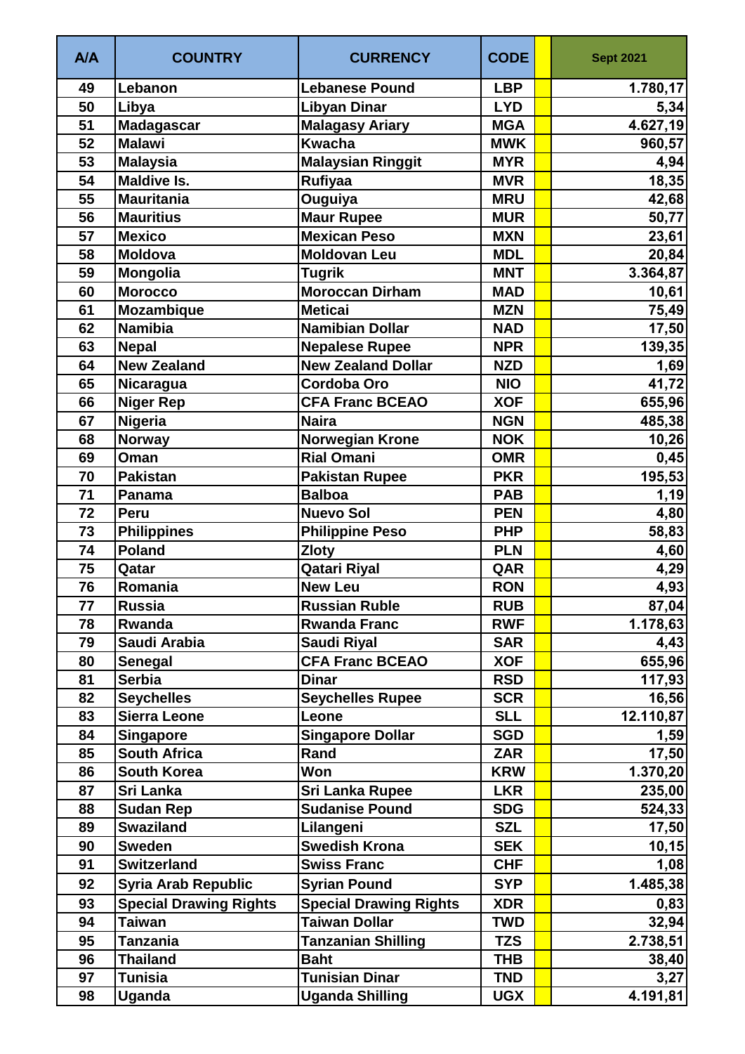| A/A | COUNTRY | CURRENCY | CODE | | Sept 2021 |
|---|---|---|---|---|---|
| 49 | Lebanon | Lebanese Pound | LBP | | 1.780,17 |
| 50 | Libya | Libyan Dinar | LYD | | 5,34 |
| 51 | Madagascar | Malagasy Ariary | MGA | | 4.627,19 |
| 52 | Malawi | Kwacha | MWK | | 960,57 |
| 53 | Malaysia | Malaysian Ringgit | MYR | | 4,94 |
| 54 | Maldive Is. | Rufiyaa | MVR | | 18,35 |
| 55 | Mauritania | Ouguiya | MRU | | 42,68 |
| 56 | Mauritius | Maur Rupee | MUR | | 50,77 |
| 57 | Mexico | Mexican Peso | MXN | | 23,61 |
| 58 | Moldova | Moldovan Leu | MDL | | 20,84 |
| 59 | Mongolia | Tugrik | MNT | | 3.364,87 |
| 60 | Morocco | Moroccan Dirham | MAD | | 10,61 |
| 61 | Mozambique | Meticai | MZN | | 75,49 |
| 62 | Namibia | Namibian Dollar | NAD | | 17,50 |
| 63 | Nepal | Nepalese Rupee | NPR | | 139,35 |
| 64 | New Zealand | New Zealand Dollar | NZD | | 1,69 |
| 65 | Nicaragua | Cordoba Oro | NIO | | 41,72 |
| 66 | Niger Rep | CFA Franc BCEAO | XOF | | 655,96 |
| 67 | Nigeria | Naira | NGN | | 485,38 |
| 68 | Norway | Norwegian Krone | NOK | | 10,26 |
| 69 | Oman | Rial Omani | OMR | | 0,45 |
| 70 | Pakistan | Pakistan Rupee | PKR | | 195,53 |
| 71 | Panama | Balboa | PAB | | 1,19 |
| 72 | Peru | Nuevo Sol | PEN | | 4,80 |
| 73 | Philippines | Philippine Peso | PHP | | 58,83 |
| 74 | Poland | Zloty | PLN | | 4,60 |
| 75 | Qatar | Qatari Riyal | QAR | | 4,29 |
| 76 | Romania | New Leu | RON | | 4,93 |
| 77 | Russia | Russian Ruble | RUB | | 87,04 |
| 78 | Rwanda | Rwanda Franc | RWF | | 1.178,63 |
| 79 | Saudi Arabia | Saudi Riyal | SAR | | 4,43 |
| 80 | Senegal | CFA Franc BCEAO | XOF | | 655,96 |
| 81 | Serbia | Dinar | RSD | | 117,93 |
| 82 | Seychelles | Seychelles Rupee | SCR | | 16,56 |
| 83 | Sierra Leone | Leone | SLL | | 12.110,87 |
| 84 | Singapore | Singapore Dollar | SGD | | 1,59 |
| 85 | South Africa | Rand | ZAR | | 17,50 |
| 86 | South Korea | Won | KRW | | 1.370,20 |
| 87 | Sri Lanka | Sri Lanka Rupee | LKR | | 235,00 |
| 88 | Sudan Rep | Sudanise Pound | SDG | | 524,33 |
| 89 | Swaziland | Lilangeni | SZL | | 17,50 |
| 90 | Sweden | Swedish Krona | SEK | | 10,15 |
| 91 | Switzerland | Swiss Franc | CHF | | 1,08 |
| 92 | Syria Arab Republic | Syrian Pound | SYP | | 1.485,38 |
| 93 | Special Drawing Rights | Special Drawing Rights | XDR | | 0,83 |
| 94 | Taiwan | Taiwan Dollar | TWD | | 32,94 |
| 95 | Tanzania | Tanzanian Shilling | TZS | | 2.738,51 |
| 96 | Thailand | Baht | THB | | 38,40 |
| 97 | Tunisia | Tunisian Dinar | TND | | 3,27 |
| 98 | Uganda | Uganda Shilling | UGX | | 4.191,81 |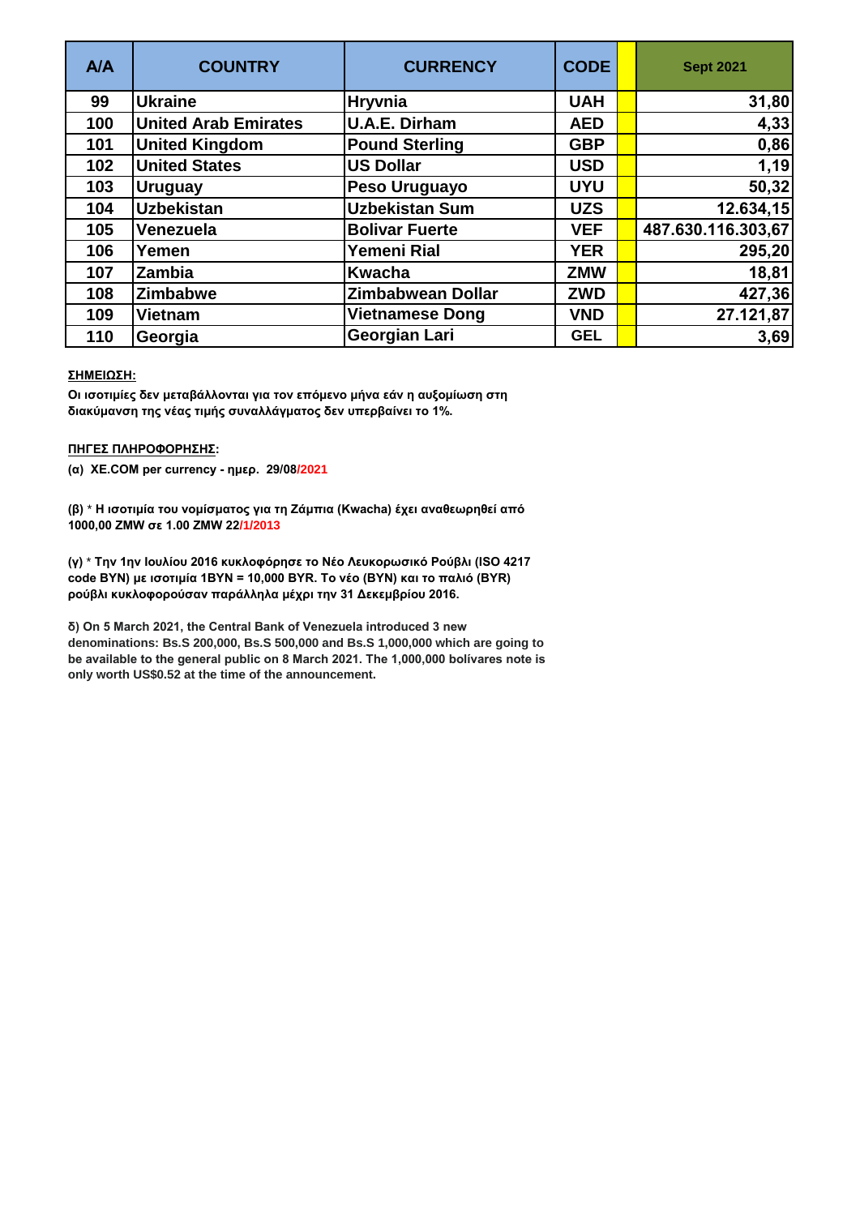| A/A | COUNTRY | CURRENCY | CODE | | Sept 2021 |
|---|---|---|---|---|---|
| 99 | Ukraine | Hryvnia | UAH | | 31,80 |
| 100 | United Arab Emirates | U.A.E. Dirham | AED | | 4,33 |
| 101 | United Kingdom | Pound Sterling | GBP | | 0,86 |
| 102 | United States | US Dollar | USD | | 1,19 |
| 103 | Uruguay | Peso Uruguayo | UYU | | 50,32 |
| 104 | Uzbekistan | Uzbekistan Sum | UZS | | 12.634,15 |
| 105 | Venezuela | Bolivar Fuerte | VEF | | 487.630.116.303,67 |
| 106 | Yemen | Yemeni Rial | YER | | 295,20 |
| 107 | Zambia | Kwacha | ZMW | | 18,81 |
| 108 | Zimbabwe | Zimbabwean Dollar | ZWD | | 427,36 |
| 109 | Vietnam | Vietnamese Dong | VND | | 27.121,87 |
| 110 | Georgia | Georgian Lari | GEL | | 3,69 |

**ΣΗΜΕΙΩΣΗ:**

**Οι ισοτιμίες δεν μεταβάλλονται για τον επόμενο μήνα εάν η αυξομίωση στη διακύμανση της νέας τιμής συναλλάγματος δεν υπερβαίνει το 1%.**

**ΠΗΓΕΣ ΠΛΗΡΟΦΟΡΗΣΗΣ:**

**(α) XE.COM per currency - ημερ. 29/08/2021**

**(β) * Η ισοτιμία του νομίσματος για τη Ζάμπια (Kwacha) έχει αναθεωρηθεί από 1000,00 ZMW σε 1.00 ZMW 22/1/2013**

**(γ) * Την 1ην Ιουλίου 2016 κυκλοφόρησε το Νέο Λευκορωσικό Ρούβλι (ISO 4217 code BYN) με ισοτιμία 1BYN = 10,000 BYR. Το νέο (BYN) και το παλιό (BYR) ρούβλι κυκλοφορούσαν παράλληλα μέχρι την 31 Δεκεμβρίου 2016.**

**δ) On 5 March 2021, the Central Bank of Venezuela introduced 3 new denominations: Bs.S 200,000, Bs.S 500,000 and Bs.S 1,000,000 which are going to be available to the general public on 8 March 2021. The 1,000,000 bolívares note is only worth US$0.52 at the time of the announcement.**